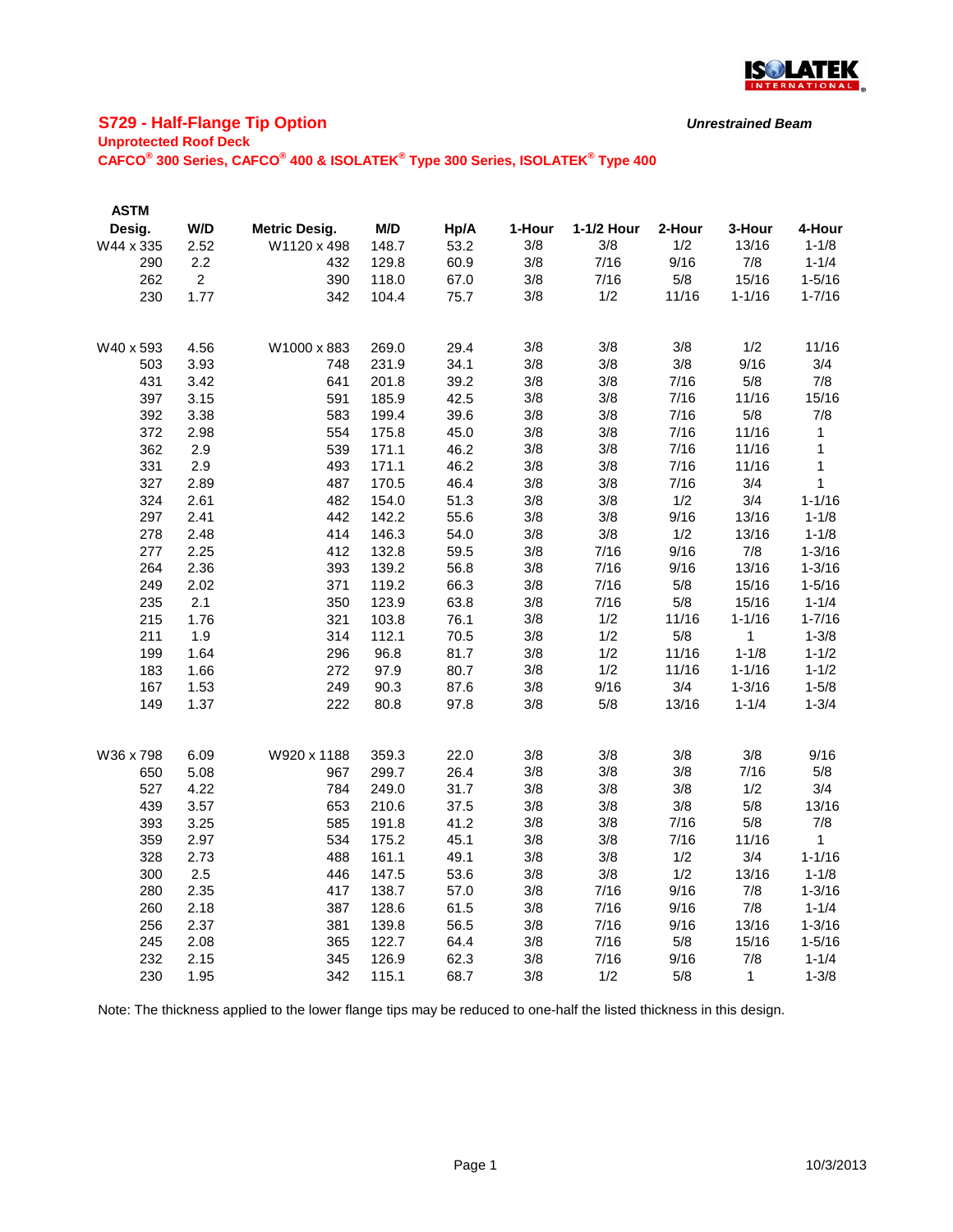# S729 - Half-Flange Tip Option

***Unrestrained Beam***

**Unprotected Roof Deck**

**CAFCO® 300 Series, CAFCO® 400 & ISOLATEK® Type 300 Series, ISOLATEK® Type 400**

| ASTM Desig. | W/D | Metric Desig. | M/D | Hp/A | 1-Hour | 1-1/2 Hour | 2-Hour | 3-Hour | 4-Hour |
|---|---|---|---|---|---|---|---|---|---|
| W44 x 335 | 2.52 | W1120 x 498 | 148.7 | 53.2 | 3/8 | 3/8 | 1/2 | 13/16 | 1-1/8 |
| 290 | 2.2 | 432 | 129.8 | 60.9 | 3/8 | 7/16 | 9/16 | 7/8 | 1-1/4 |
| 262 | 2 | 390 | 118.0 | 67.0 | 3/8 | 7/16 | 5/8 | 15/16 | 1-5/16 |
| 230 | 1.77 | 342 | 104.4 | 75.7 | 3/8 | 1/2 | 11/16 | 1-1/16 | 1-7/16 |
| | | | | | | | | | |
| W40 x 593 | 4.56 | W1000 x 883 | 269.0 | 29.4 | 3/8 | 3/8 | 3/8 | 1/2 | 11/16 |
| 503 | 3.93 | 748 | 231.9 | 34.1 | 3/8 | 3/8 | 3/8 | 9/16 | 3/4 |
| 431 | 3.42 | 641 | 201.8 | 39.2 | 3/8 | 3/8 | 7/16 | 5/8 | 7/8 |
| 397 | 3.15 | 591 | 185.9 | 42.5 | 3/8 | 3/8 | 7/16 | 11/16 | 15/16 |
| 392 | 3.38 | 583 | 199.4 | 39.6 | 3/8 | 3/8 | 7/16 | 5/8 | 7/8 |
| 372 | 2.98 | 554 | 175.8 | 45.0 | 3/8 | 3/8 | 7/16 | 11/16 | 1 |
| 362 | 2.9 | 539 | 171.1 | 46.2 | 3/8 | 3/8 | 7/16 | 11/16 | 1 |
| 331 | 2.9 | 493 | 171.1 | 46.2 | 3/8 | 3/8 | 7/16 | 11/16 | 1 |
| 327 | 2.89 | 487 | 170.5 | 46.4 | 3/8 | 3/8 | 7/16 | 3/4 | 1 |
| 324 | 2.61 | 482 | 154.0 | 51.3 | 3/8 | 3/8 | 1/2 | 3/4 | 1-1/16 |
| 297 | 2.41 | 442 | 142.2 | 55.6 | 3/8 | 3/8 | 9/16 | 13/16 | 1-1/8 |
| 278 | 2.48 | 414 | 146.3 | 54.0 | 3/8 | 3/8 | 1/2 | 13/16 | 1-1/8 |
| 277 | 2.25 | 412 | 132.8 | 59.5 | 3/8 | 7/16 | 9/16 | 7/8 | 1-3/16 |
| 264 | 2.36 | 393 | 139.2 | 56.8 | 3/8 | 7/16 | 9/16 | 13/16 | 1-3/16 |
| 249 | 2.02 | 371 | 119.2 | 66.3 | 3/8 | 7/16 | 5/8 | 15/16 | 1-5/16 |
| 235 | 2.1 | 350 | 123.9 | 63.8 | 3/8 | 7/16 | 5/8 | 15/16 | 1-1/4 |
| 215 | 1.76 | 321 | 103.8 | 76.1 | 3/8 | 1/2 | 11/16 | 1-1/16 | 1-7/16 |
| 211 | 1.9 | 314 | 112.1 | 70.5 | 3/8 | 1/2 | 5/8 | 1 | 1-3/8 |
| 199 | 1.64 | 296 | 96.8 | 81.7 | 3/8 | 1/2 | 11/16 | 1-1/8 | 1-1/2 |
| 183 | 1.66 | 272 | 97.9 | 80.7 | 3/8 | 1/2 | 11/16 | 1-1/16 | 1-1/2 |
| 167 | 1.53 | 249 | 90.3 | 87.6 | 3/8 | 9/16 | 3/4 | 1-3/16 | 1-5/8 |
| 149 | 1.37 | 222 | 80.8 | 97.8 | 3/8 | 5/8 | 13/16 | 1-1/4 | 1-3/4 |
| | | | | | | | | | |
| W36 x 798 | 6.09 | W920 x 1188 | 359.3 | 22.0 | 3/8 | 3/8 | 3/8 | 3/8 | 9/16 |
| 650 | 5.08 | 967 | 299.7 | 26.4 | 3/8 | 3/8 | 3/8 | 7/16 | 5/8 |
| 527 | 4.22 | 784 | 249.0 | 31.7 | 3/8 | 3/8 | 3/8 | 1/2 | 3/4 |
| 439 | 3.57 | 653 | 210.6 | 37.5 | 3/8 | 3/8 | 3/8 | 5/8 | 13/16 |
| 393 | 3.25 | 585 | 191.8 | 41.2 | 3/8 | 3/8 | 7/16 | 5/8 | 7/8 |
| 359 | 2.97 | 534 | 175.2 | 45.1 | 3/8 | 3/8 | 7/16 | 11/16 | 1 |
| 328 | 2.73 | 488 | 161.1 | 49.1 | 3/8 | 3/8 | 1/2 | 3/4 | 1-1/16 |
| 300 | 2.5 | 446 | 147.5 | 53.6 | 3/8 | 3/8 | 1/2 | 13/16 | 1-1/8 |
| 280 | 2.35 | 417 | 138.7 | 57.0 | 3/8 | 7/16 | 9/16 | 7/8 | 1-3/16 |
| 260 | 2.18 | 387 | 128.6 | 61.5 | 3/8 | 7/16 | 9/16 | 7/8 | 1-1/4 |
| 256 | 2.37 | 381 | 139.8 | 56.5 | 3/8 | 7/16 | 9/16 | 13/16 | 1-3/16 |
| 245 | 2.08 | 365 | 122.7 | 64.4 | 3/8 | 7/16 | 5/8 | 15/16 | 1-5/16 |
| 232 | 2.15 | 345 | 126.9 | 62.3 | 3/8 | 7/16 | 9/16 | 7/8 | 1-1/4 |
| 230 | 1.95 | 342 | 115.1 | 68.7 | 3/8 | 1/2 | 5/8 | 1 | 1-3/8 |

Note: The thickness applied to the lower flange tips may be reduced to one-half the listed thickness in this design.

10/3/2013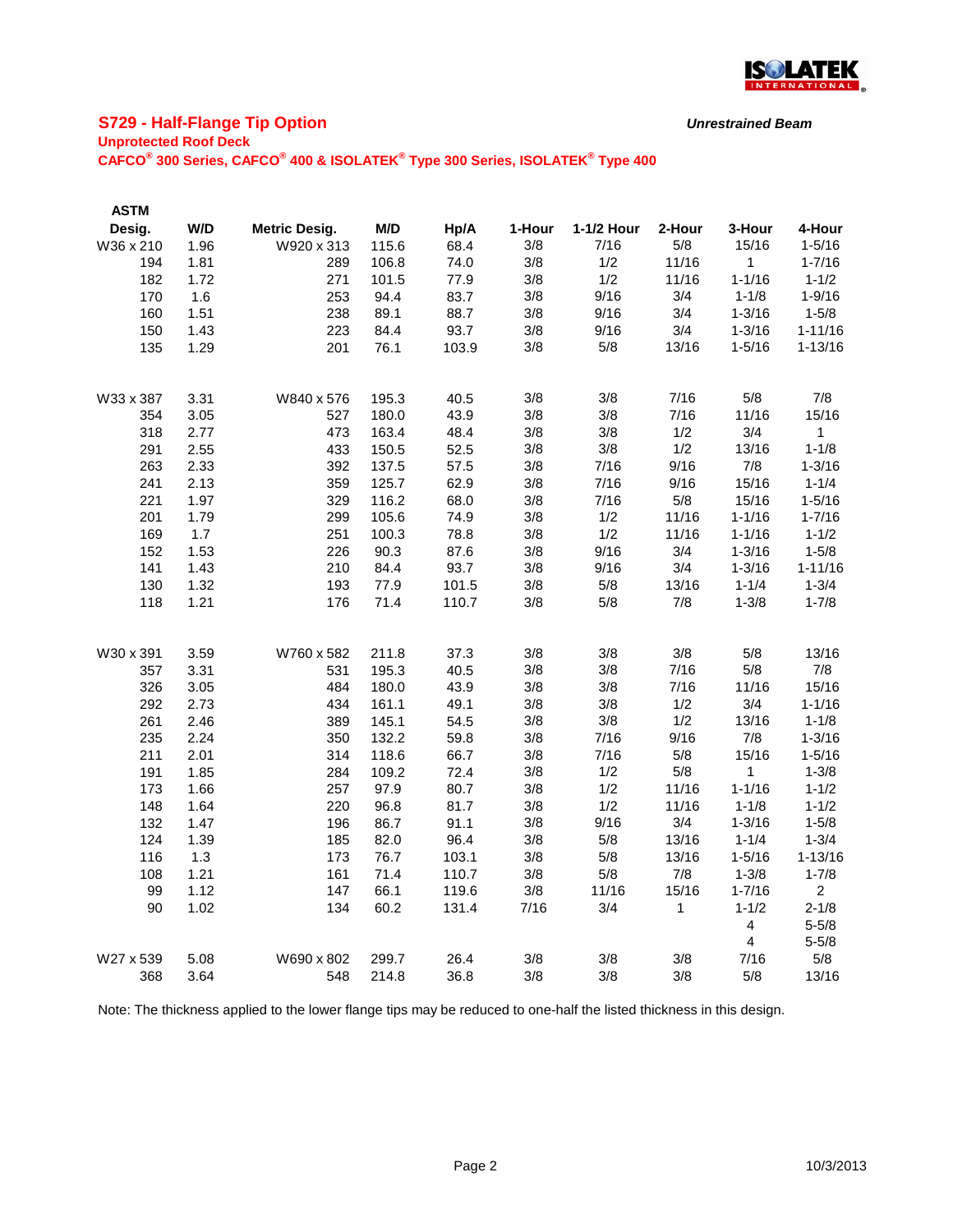## S729 - Half-Flange Tip Option

***Unrestrained Beam***

**Unprotected Roof Deck**

**CAFCO® 300 Series, CAFCO® 400 & ISOLATEK® Type 300 Series, ISOLATEK® Type 400**

| ASTM Desig. | W/D | Metric Desig. | M/D | Hp/A | 1-Hour | 1-1/2 Hour | 2-Hour | 3-Hour | 4-Hour |
|---|---|---|---|---|---|---|---|---|---|
| W36 x 210 | 1.96 | W920 x 313 | 115.6 | 68.4 | 3/8 | 7/16 | 5/8 | 15/16 | 1-5/16 |
| 194 | 1.81 | 289 | 106.8 | 74.0 | 3/8 | 1/2 | 11/16 | 1 | 1-7/16 |
| 182 | 1.72 | 271 | 101.5 | 77.9 | 3/8 | 1/2 | 11/16 | 1-1/16 | 1-1/2 |
| 170 | 1.6 | 253 | 94.4 | 83.7 | 3/8 | 9/16 | 3/4 | 1-1/8 | 1-9/16 |
| 160 | 1.51 | 238 | 89.1 | 88.7 | 3/8 | 9/16 | 3/4 | 1-3/16 | 1-5/8 |
| 150 | 1.43 | 223 | 84.4 | 93.7 | 3/8 | 9/16 | 3/4 | 1-3/16 | 1-11/16 |
| 135 | 1.29 | 201 | 76.1 | 103.9 | 3/8 | 5/8 | 13/16 | 1-5/16 | 1-13/16 |
| | | | | | | | | | |
| W33 x 387 | 3.31 | W840 x 576 | 195.3 | 40.5 | 3/8 | 3/8 | 7/16 | 5/8 | 7/8 |
| 354 | 3.05 | 527 | 180.0 | 43.9 | 3/8 | 3/8 | 7/16 | 11/16 | 15/16 |
| 318 | 2.77 | 473 | 163.4 | 48.4 | 3/8 | 3/8 | 1/2 | 3/4 | 1 |
| 291 | 2.55 | 433 | 150.5 | 52.5 | 3/8 | 3/8 | 1/2 | 13/16 | 1-1/8 |
| 263 | 2.33 | 392 | 137.5 | 57.5 | 3/8 | 7/16 | 9/16 | 7/8 | 1-3/16 |
| 241 | 2.13 | 359 | 125.7 | 62.9 | 3/8 | 7/16 | 9/16 | 15/16 | 1-1/4 |
| 221 | 1.97 | 329 | 116.2 | 68.0 | 3/8 | 7/16 | 5/8 | 15/16 | 1-5/16 |
| 201 | 1.79 | 299 | 105.6 | 74.9 | 3/8 | 1/2 | 11/16 | 1-1/16 | 1-7/16 |
| 169 | 1.7 | 251 | 100.3 | 78.8 | 3/8 | 1/2 | 11/16 | 1-1/16 | 1-1/2 |
| 152 | 1.53 | 226 | 90.3 | 87.6 | 3/8 | 9/16 | 3/4 | 1-3/16 | 1-5/8 |
| 141 | 1.43 | 210 | 84.4 | 93.7 | 3/8 | 9/16 | 3/4 | 1-3/16 | 1-11/16 |
| 130 | 1.32 | 193 | 77.9 | 101.5 | 3/8 | 5/8 | 13/16 | 1-1/4 | 1-3/4 |
| 118 | 1.21 | 176 | 71.4 | 110.7 | 3/8 | 5/8 | 7/8 | 1-3/8 | 1-7/8 |
| | | | | | | | | | |
| W30 x 391 | 3.59 | W760 x 582 | 211.8 | 37.3 | 3/8 | 3/8 | 3/8 | 5/8 | 13/16 |
| 357 | 3.31 | 531 | 195.3 | 40.5 | 3/8 | 3/8 | 7/16 | 5/8 | 7/8 |
| 326 | 3.05 | 484 | 180.0 | 43.9 | 3/8 | 3/8 | 7/16 | 11/16 | 15/16 |
| 292 | 2.73 | 434 | 161.1 | 49.1 | 3/8 | 3/8 | 1/2 | 3/4 | 1-1/16 |
| 261 | 2.46 | 389 | 145.1 | 54.5 | 3/8 | 3/8 | 1/2 | 13/16 | 1-1/8 |
| 235 | 2.24 | 350 | 132.2 | 59.8 | 3/8 | 7/16 | 9/16 | 7/8 | 1-3/16 |
| 211 | 2.01 | 314 | 118.6 | 66.7 | 3/8 | 7/16 | 5/8 | 15/16 | 1-5/16 |
| 191 | 1.85 | 284 | 109.2 | 72.4 | 3/8 | 1/2 | 5/8 | 1 | 1-3/8 |
| 173 | 1.66 | 257 | 97.9 | 80.7 | 3/8 | 1/2 | 11/16 | 1-1/16 | 1-1/2 |
| 148 | 1.64 | 220 | 96.8 | 81.7 | 3/8 | 1/2 | 11/16 | 1-1/8 | 1-1/2 |
| 132 | 1.47 | 196 | 86.7 | 91.1 | 3/8 | 9/16 | 3/4 | 1-3/16 | 1-5/8 |
| 124 | 1.39 | 185 | 82.0 | 96.4 | 3/8 | 5/8 | 13/16 | 1-1/4 | 1-3/4 |
| 116 | 1.3 | 173 | 76.7 | 103.1 | 3/8 | 5/8 | 13/16 | 1-5/16 | 1-13/16 |
| 108 | 1.21 | 161 | 71.4 | 110.7 | 3/8 | 5/8 | 7/8 | 1-3/8 | 1-7/8 |
| 99 | 1.12 | 147 | 66.1 | 119.6 | 3/8 | 11/16 | 15/16 | 1-7/16 | 2 |
| 90 | 1.02 | 134 | 60.2 | 131.4 | 7/16 | 3/4 | 1 | 1-1/2 | 2-1/8 |
| | | | | | | | | 4 | 5-5/8 |
| | | | | | | | | 4 | 5-5/8 |
| W27 x 539 | 5.08 | W690 x 802 | 299.7 | 26.4 | 3/8 | 3/8 | 3/8 | 7/16 | 5/8 |
| 368 | 3.64 | 548 | 214.8 | 36.8 | 3/8 | 3/8 | 3/8 | 5/8 | 13/16 |

Note: The thickness applied to the lower flange tips may be reduced to one-half the listed thickness in this design.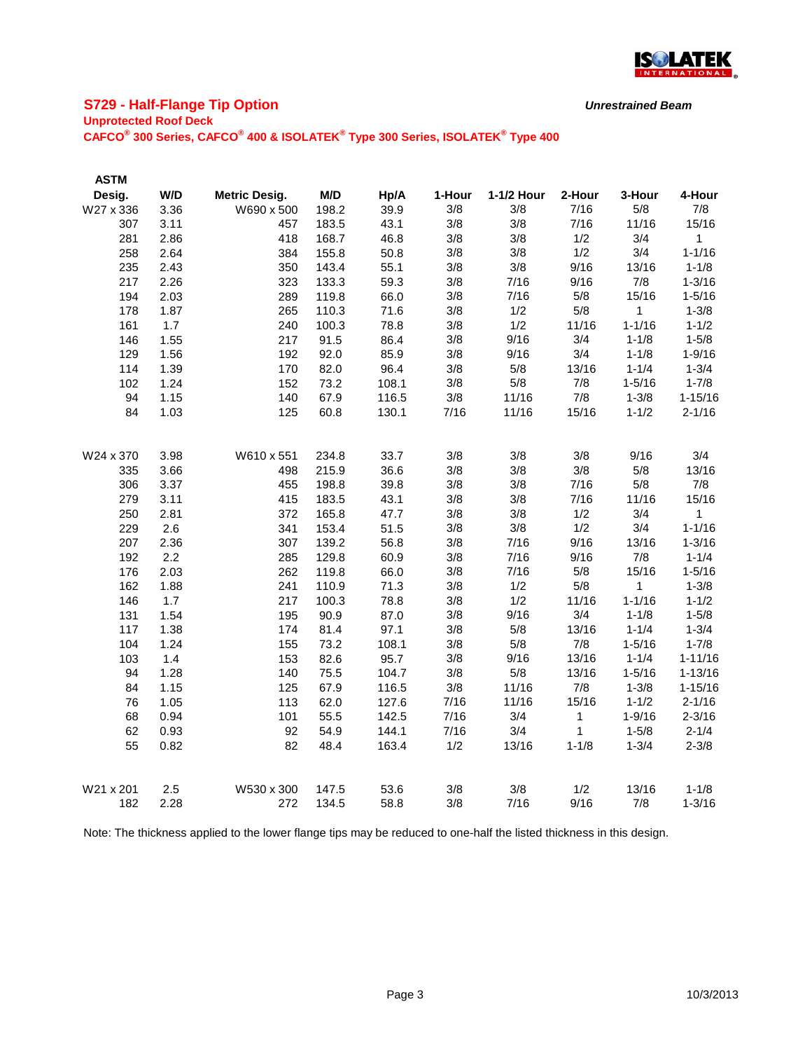## S729 - Half-Flange Tip Option

*Unrestrained Beam*

**Unprotected Roof Deck**

**CAFCO® 300 Series, CAFCO® 400 & ISOLATEK® Type 300 Series, ISOLATEK® Type 400**

| ASTM Desig. | W/D | Metric Desig. | M/D | Hp/A | 1-Hour | 1-1/2 Hour | 2-Hour | 3-Hour | 4-Hour |
|---|---|---|---|---|---|---|---|---|---|
| W27 x 336 | 3.36 | W690 x 500 | 198.2 | 39.9 | 3/8 | 3/8 | 7/16 | 5/8 | 7/8 |
| 307 | 3.11 | 457 | 183.5 | 43.1 | 3/8 | 3/8 | 7/16 | 11/16 | 15/16 |
| 281 | 2.86 | 418 | 168.7 | 46.8 | 3/8 | 3/8 | 1/2 | 3/4 | 1 |
| 258 | 2.64 | 384 | 155.8 | 50.8 | 3/8 | 3/8 | 1/2 | 3/4 | 1-1/16 |
| 235 | 2.43 | 350 | 143.4 | 55.1 | 3/8 | 3/8 | 9/16 | 13/16 | 1-1/8 |
| 217 | 2.26 | 323 | 133.3 | 59.3 | 3/8 | 7/16 | 9/16 | 7/8 | 1-3/16 |
| 194 | 2.03 | 289 | 119.8 | 66.0 | 3/8 | 7/16 | 5/8 | 15/16 | 1-5/16 |
| 178 | 1.87 | 265 | 110.3 | 71.6 | 3/8 | 1/2 | 5/8 | 1 | 1-3/8 |
| 161 | 1.7 | 240 | 100.3 | 78.8 | 3/8 | 1/2 | 11/16 | 1-1/16 | 1-1/2 |
| 146 | 1.55 | 217 | 91.5 | 86.4 | 3/8 | 9/16 | 3/4 | 1-1/8 | 1-5/8 |
| 129 | 1.56 | 192 | 92.0 | 85.9 | 3/8 | 9/16 | 3/4 | 1-1/8 | 1-9/16 |
| 114 | 1.39 | 170 | 82.0 | 96.4 | 3/8 | 5/8 | 13/16 | 1-1/4 | 1-3/4 |
| 102 | 1.24 | 152 | 73.2 | 108.1 | 3/8 | 5/8 | 7/8 | 1-5/16 | 1-7/8 |
| 94 | 1.15 | 140 | 67.9 | 116.5 | 3/8 | 11/16 | 7/8 | 1-3/8 | 1-15/16 |
| 84 | 1.03 | 125 | 60.8 | 130.1 | 7/16 | 11/16 | 15/16 | 1-1/2 | 2-1/16 |
| W24 x 370 | 3.98 | W610 x 551 | 234.8 | 33.7 | 3/8 | 3/8 | 3/8 | 9/16 | 3/4 |
| 335 | 3.66 | 498 | 215.9 | 36.6 | 3/8 | 3/8 | 3/8 | 5/8 | 13/16 |
| 306 | 3.37 | 455 | 198.8 | 39.8 | 3/8 | 3/8 | 7/16 | 5/8 | 7/8 |
| 279 | 3.11 | 415 | 183.5 | 43.1 | 3/8 | 3/8 | 7/16 | 11/16 | 15/16 |
| 250 | 2.81 | 372 | 165.8 | 47.7 | 3/8 | 3/8 | 1/2 | 3/4 | 1 |
| 229 | 2.6 | 341 | 153.4 | 51.5 | 3/8 | 3/8 | 1/2 | 3/4 | 1-1/16 |
| 207 | 2.36 | 307 | 139.2 | 56.8 | 3/8 | 7/16 | 9/16 | 13/16 | 1-3/16 |
| 192 | 2.2 | 285 | 129.8 | 60.9 | 3/8 | 7/16 | 9/16 | 7/8 | 1-1/4 |
| 176 | 2.03 | 262 | 119.8 | 66.0 | 3/8 | 7/16 | 5/8 | 15/16 | 1-5/16 |
| 162 | 1.88 | 241 | 110.9 | 71.3 | 3/8 | 1/2 | 5/8 | 1 | 1-3/8 |
| 146 | 1.7 | 217 | 100.3 | 78.8 | 3/8 | 1/2 | 11/16 | 1-1/16 | 1-1/2 |
| 131 | 1.54 | 195 | 90.9 | 87.0 | 3/8 | 9/16 | 3/4 | 1-1/8 | 1-5/8 |
| 117 | 1.38 | 174 | 81.4 | 97.1 | 3/8 | 5/8 | 13/16 | 1-1/4 | 1-3/4 |
| 104 | 1.24 | 155 | 73.2 | 108.1 | 3/8 | 5/8 | 7/8 | 1-5/16 | 1-7/8 |
| 103 | 1.4 | 153 | 82.6 | 95.7 | 3/8 | 9/16 | 13/16 | 1-1/4 | 1-11/16 |
| 94 | 1.28 | 140 | 75.5 | 104.7 | 3/8 | 5/8 | 13/16 | 1-5/16 | 1-13/16 |
| 84 | 1.15 | 125 | 67.9 | 116.5 | 3/8 | 11/16 | 7/8 | 1-3/8 | 1-15/16 |
| 76 | 1.05 | 113 | 62.0 | 127.6 | 7/16 | 11/16 | 15/16 | 1-1/2 | 2-1/16 |
| 68 | 0.94 | 101 | 55.5 | 142.5 | 7/16 | 3/4 | 1 | 1-9/16 | 2-3/16 |
| 62 | 0.93 | 92 | 54.9 | 144.1 | 7/16 | 3/4 | 1 | 1-5/8 | 2-1/4 |
| 55 | 0.82 | 82 | 48.4 | 163.4 | 1/2 | 13/16 | 1-1/8 | 1-3/4 | 2-3/8 |
| W21 x 201 | 2.5 | W530 x 300 | 147.5 | 53.6 | 3/8 | 3/8 | 1/2 | 13/16 | 1-1/8 |
| 182 | 2.28 | 272 | 134.5 | 58.8 | 3/8 | 7/16 | 9/16 | 7/8 | 1-3/16 |

Note: The thickness applied to the lower flange tips may be reduced to one-half the listed thickness in this design.

10/3/2013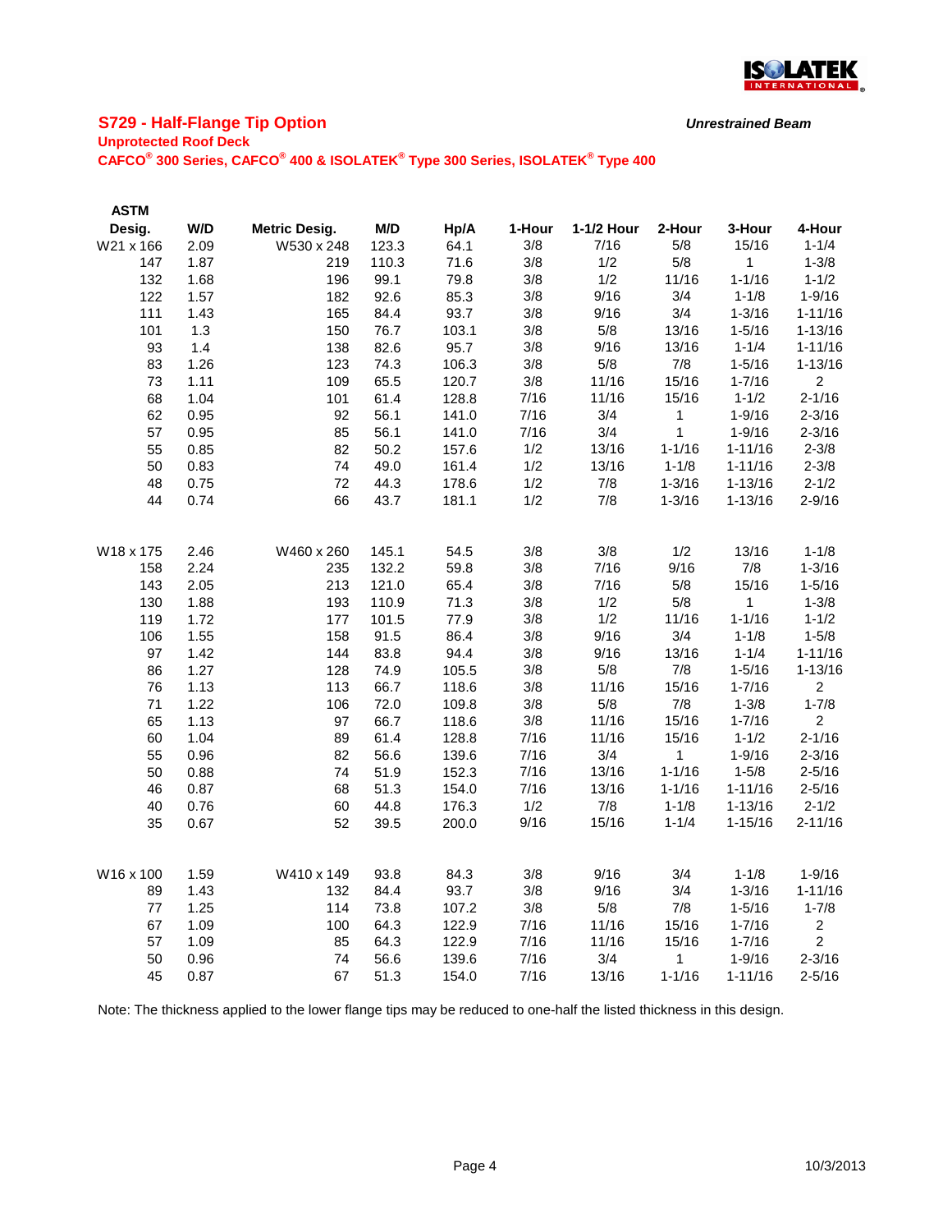## S729 - Half-Flange Tip Option

***Unrestrained Beam***

**Unprotected Roof Deck**

**CAFCO® 300 Series, CAFCO® 400 & ISOLATEK® Type 300 Series, ISOLATEK® Type 400**

| ASTM Desig. | W/D | Metric Desig. | M/D | Hp/A | 1-Hour | 1-1/2 Hour | 2-Hour | 3-Hour | 4-Hour |
|---|---|---|---|---|---|---|---|---|---|
| W21 x 166 | 2.09 | W530 x 248 | 123.3 | 64.1 | 3/8 | 7/16 | 5/8 | 15/16 | 1-1/4 |
| 147 | 1.87 | 219 | 110.3 | 71.6 | 3/8 | 1/2 | 5/8 | 1 | 1-3/8 |
| 132 | 1.68 | 196 | 99.1 | 79.8 | 3/8 | 1/2 | 11/16 | 1-1/16 | 1-1/2 |
| 122 | 1.57 | 182 | 92.6 | 85.3 | 3/8 | 9/16 | 3/4 | 1-1/8 | 1-9/16 |
| 111 | 1.43 | 165 | 84.4 | 93.7 | 3/8 | 9/16 | 3/4 | 1-3/16 | 1-11/16 |
| 101 | 1.3 | 150 | 76.7 | 103.1 | 3/8 | 5/8 | 13/16 | 1-5/16 | 1-13/16 |
| 93 | 1.4 | 138 | 82.6 | 95.7 | 3/8 | 9/16 | 13/16 | 1-1/4 | 1-11/16 |
| 83 | 1.26 | 123 | 74.3 | 106.3 | 3/8 | 5/8 | 7/8 | 1-5/16 | 1-13/16 |
| 73 | 1.11 | 109 | 65.5 | 120.7 | 3/8 | 11/16 | 15/16 | 1-7/16 | 2 |
| 68 | 1.04 | 101 | 61.4 | 128.8 | 7/16 | 11/16 | 15/16 | 1-1/2 | 2-1/16 |
| 62 | 0.95 | 92 | 56.1 | 141.0 | 7/16 | 3/4 | 1 | 1-9/16 | 2-3/16 |
| 57 | 0.95 | 85 | 56.1 | 141.0 | 7/16 | 3/4 | 1 | 1-9/16 | 2-3/16 |
| 55 | 0.85 | 82 | 50.2 | 157.6 | 1/2 | 13/16 | 1-1/16 | 1-11/16 | 2-3/8 |
| 50 | 0.83 | 74 | 49.0 | 161.4 | 1/2 | 13/16 | 1-1/8 | 1-11/16 | 2-3/8 |
| 48 | 0.75 | 72 | 44.3 | 178.6 | 1/2 | 7/8 | 1-3/16 | 1-13/16 | 2-1/2 |
| 44 | 0.74 | 66 | 43.7 | 181.1 | 1/2 | 7/8 | 1-3/16 | 1-13/16 | 2-9/16 |
| | | | | | | | | | |
| W18 x 175 | 2.46 | W460 x 260 | 145.1 | 54.5 | 3/8 | 3/8 | 1/2 | 13/16 | 1-1/8 |
| 158 | 2.24 | 235 | 132.2 | 59.8 | 3/8 | 7/16 | 9/16 | 7/8 | 1-3/16 |
| 143 | 2.05 | 213 | 121.0 | 65.4 | 3/8 | 7/16 | 5/8 | 15/16 | 1-5/16 |
| 130 | 1.88 | 193 | 110.9 | 71.3 | 3/8 | 1/2 | 5/8 | 1 | 1-3/8 |
| 119 | 1.72 | 177 | 101.5 | 77.9 | 3/8 | 1/2 | 11/16 | 1-1/16 | 1-1/2 |
| 106 | 1.55 | 158 | 91.5 | 86.4 | 3/8 | 9/16 | 3/4 | 1-1/8 | 1-5/8 |
| 97 | 1.42 | 144 | 83.8 | 94.4 | 3/8 | 9/16 | 13/16 | 1-1/4 | 1-11/16 |
| 86 | 1.27 | 128 | 74.9 | 105.5 | 3/8 | 5/8 | 7/8 | 1-5/16 | 1-13/16 |
| 76 | 1.13 | 113 | 66.7 | 118.6 | 3/8 | 11/16 | 15/16 | 1-7/16 | 2 |
| 71 | 1.22 | 106 | 72.0 | 109.8 | 3/8 | 5/8 | 7/8 | 1-3/8 | 1-7/8 |
| 65 | 1.13 | 97 | 66.7 | 118.6 | 3/8 | 11/16 | 15/16 | 1-7/16 | 2 |
| 60 | 1.04 | 89 | 61.4 | 128.8 | 7/16 | 11/16 | 15/16 | 1-1/2 | 2-1/16 |
| 55 | 0.96 | 82 | 56.6 | 139.6 | 7/16 | 3/4 | 1 | 1-9/16 | 2-3/16 |
| 50 | 0.88 | 74 | 51.9 | 152.3 | 7/16 | 13/16 | 1-1/16 | 1-5/8 | 2-5/16 |
| 46 | 0.87 | 68 | 51.3 | 154.0 | 7/16 | 13/16 | 1-1/16 | 1-11/16 | 2-5/16 |
| 40 | 0.76 | 60 | 44.8 | 176.3 | 1/2 | 7/8 | 1-1/8 | 1-13/16 | 2-1/2 |
| 35 | 0.67 | 52 | 39.5 | 200.0 | 9/16 | 15/16 | 1-1/4 | 1-15/16 | 2-11/16 |
| | | | | | | | | | |
| W16 x 100 | 1.59 | W410 x 149 | 93.8 | 84.3 | 3/8 | 9/16 | 3/4 | 1-1/8 | 1-9/16 |
| 89 | 1.43 | 132 | 84.4 | 93.7 | 3/8 | 9/16 | 3/4 | 1-3/16 | 1-11/16 |
| 77 | 1.25 | 114 | 73.8 | 107.2 | 3/8 | 5/8 | 7/8 | 1-5/16 | 1-7/8 |
| 67 | 1.09 | 100 | 64.3 | 122.9 | 7/16 | 11/16 | 15/16 | 1-7/16 | 2 |
| 57 | 1.09 | 85 | 64.3 | 122.9 | 7/16 | 11/16 | 15/16 | 1-7/16 | 2 |
| 50 | 0.96 | 74 | 56.6 | 139.6 | 7/16 | 3/4 | 1 | 1-9/16 | 2-3/16 |
| 45 | 0.87 | 67 | 51.3 | 154.0 | 7/16 | 13/16 | 1-1/16 | 1-11/16 | 2-5/16 |

Note: The thickness applied to the lower flange tips may be reduced to one-half the listed thickness in this design.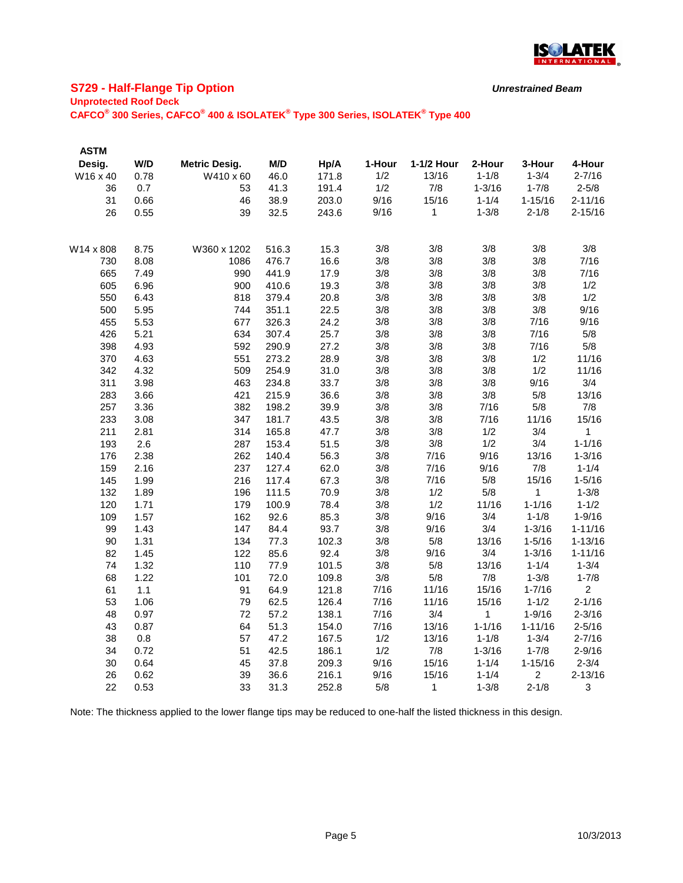## S729 - Half-Flange Tip Option

***Unrestrained Beam***

**Unprotected Roof Deck**

**CAFCO® 300 Series, CAFCO® 400 & ISOLATEK® Type 300 Series, ISOLATEK® Type 400**

| ASTM Desig. | W/D | Metric Desig. | M/D | Hp/A | 1-Hour | 1-1/2 Hour | 2-Hour | 3-Hour | 4-Hour |
|---|---|---|---|---|---|---|---|---|---|
| W16 x 40 | 0.78 | W410 x 60 | 46.0 | 171.8 | 1/2 | 13/16 | 1-1/8 | 1-3/4 | 2-7/16 |
| 36 | 0.7 | 53 | 41.3 | 191.4 | 1/2 | 7/8 | 1-3/16 | 1-7/8 | 2-5/8 |
| 31 | 0.66 | 46 | 38.9 | 203.0 | 9/16 | 15/16 | 1-1/4 | 1-15/16 | 2-11/16 |
| 26 | 0.55 | 39 | 32.5 | 243.6 | 9/16 | 1 | 1-3/8 | 2-1/8 | 2-15/16 |
| | | | | | | | | | |
| W14 x 808 | 8.75 | W360 x 1202 | 516.3 | 15.3 | 3/8 | 3/8 | 3/8 | 3/8 | 3/8 |
| 730 | 8.08 | 1086 | 476.7 | 16.6 | 3/8 | 3/8 | 3/8 | 3/8 | 7/16 |
| 665 | 7.49 | 990 | 441.9 | 17.9 | 3/8 | 3/8 | 3/8 | 3/8 | 7/16 |
| 605 | 6.96 | 900 | 410.6 | 19.3 | 3/8 | 3/8 | 3/8 | 3/8 | 1/2 |
| 550 | 6.43 | 818 | 379.4 | 20.8 | 3/8 | 3/8 | 3/8 | 3/8 | 1/2 |
| 500 | 5.95 | 744 | 351.1 | 22.5 | 3/8 | 3/8 | 3/8 | 3/8 | 9/16 |
| 455 | 5.53 | 677 | 326.3 | 24.2 | 3/8 | 3/8 | 3/8 | 7/16 | 9/16 |
| 426 | 5.21 | 634 | 307.4 | 25.7 | 3/8 | 3/8 | 3/8 | 7/16 | 5/8 |
| 398 | 4.93 | 592 | 290.9 | 27.2 | 3/8 | 3/8 | 3/8 | 7/16 | 5/8 |
| 370 | 4.63 | 551 | 273.2 | 28.9 | 3/8 | 3/8 | 3/8 | 1/2 | 11/16 |
| 342 | 4.32 | 509 | 254.9 | 31.0 | 3/8 | 3/8 | 3/8 | 1/2 | 11/16 |
| 311 | 3.98 | 463 | 234.8 | 33.7 | 3/8 | 3/8 | 3/8 | 9/16 | 3/4 |
| 283 | 3.66 | 421 | 215.9 | 36.6 | 3/8 | 3/8 | 3/8 | 5/8 | 13/16 |
| 257 | 3.36 | 382 | 198.2 | 39.9 | 3/8 | 3/8 | 7/16 | 5/8 | 7/8 |
| 233 | 3.08 | 347 | 181.7 | 43.5 | 3/8 | 3/8 | 7/16 | 11/16 | 15/16 |
| 211 | 2.81 | 314 | 165.8 | 47.7 | 3/8 | 3/8 | 1/2 | 3/4 | 1 |
| 193 | 2.6 | 287 | 153.4 | 51.5 | 3/8 | 3/8 | 1/2 | 3/4 | 1-1/16 |
| 176 | 2.38 | 262 | 140.4 | 56.3 | 3/8 | 7/16 | 9/16 | 13/16 | 1-3/16 |
| 159 | 2.16 | 237 | 127.4 | 62.0 | 3/8 | 7/16 | 9/16 | 7/8 | 1-1/4 |
| 145 | 1.99 | 216 | 117.4 | 67.3 | 3/8 | 7/16 | 5/8 | 15/16 | 1-5/16 |
| 132 | 1.89 | 196 | 111.5 | 70.9 | 3/8 | 1/2 | 5/8 | 1 | 1-3/8 |
| 120 | 1.71 | 179 | 100.9 | 78.4 | 3/8 | 1/2 | 11/16 | 1-1/16 | 1-1/2 |
| 109 | 1.57 | 162 | 92.6 | 85.3 | 3/8 | 9/16 | 3/4 | 1-1/8 | 1-9/16 |
| 99 | 1.43 | 147 | 84.4 | 93.7 | 3/8 | 9/16 | 3/4 | 1-3/16 | 1-11/16 |
| 90 | 1.31 | 134 | 77.3 | 102.3 | 3/8 | 5/8 | 13/16 | 1-5/16 | 1-13/16 |
| 82 | 1.45 | 122 | 85.6 | 92.4 | 3/8 | 9/16 | 3/4 | 1-3/16 | 1-11/16 |
| 74 | 1.32 | 110 | 77.9 | 101.5 | 3/8 | 5/8 | 13/16 | 1-1/4 | 1-3/4 |
| 68 | 1.22 | 101 | 72.0 | 109.8 | 3/8 | 5/8 | 7/8 | 1-3/8 | 1-7/8 |
| 61 | 1.1 | 91 | 64.9 | 121.8 | 7/16 | 11/16 | 15/16 | 1-7/16 | 2 |
| 53 | 1.06 | 79 | 62.5 | 126.4 | 7/16 | 11/16 | 15/16 | 1-1/2 | 2-1/16 |
| 48 | 0.97 | 72 | 57.2 | 138.1 | 7/16 | 3/4 | 1 | 1-9/16 | 2-3/16 |
| 43 | 0.87 | 64 | 51.3 | 154.0 | 7/16 | 13/16 | 1-1/16 | 1-11/16 | 2-5/16 |
| 38 | 0.8 | 57 | 47.2 | 167.5 | 1/2 | 13/16 | 1-1/8 | 1-3/4 | 2-7/16 |
| 34 | 0.72 | 51 | 42.5 | 186.1 | 1/2 | 7/8 | 1-3/16 | 1-7/8 | 2-9/16 |
| 30 | 0.64 | 45 | 37.8 | 209.3 | 9/16 | 15/16 | 1-1/4 | 1-15/16 | 2-3/4 |
| 26 | 0.62 | 39 | 36.6 | 216.1 | 9/16 | 15/16 | 1-1/4 | 2 | 2-13/16 |
| 22 | 0.53 | 33 | 31.3 | 252.8 | 5/8 | 1 | 1-3/8 | 2-1/8 | 3 |

Note: The thickness applied to the lower flange tips may be reduced to one-half the listed thickness in this design.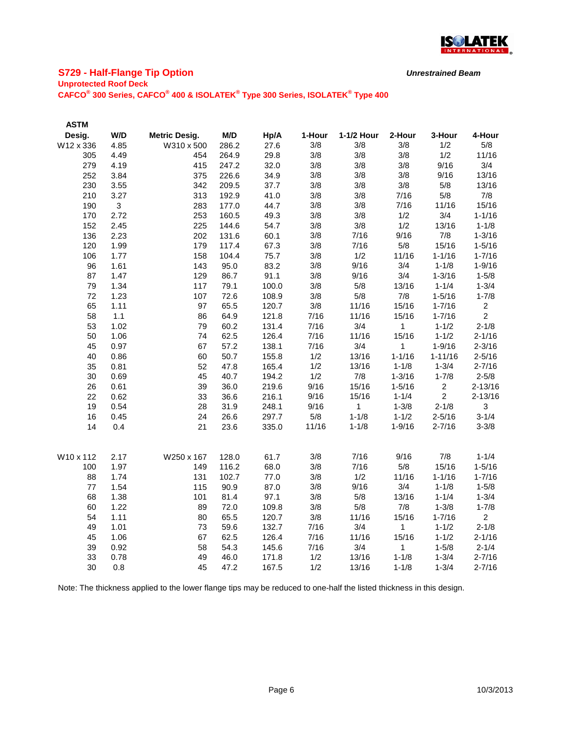## S729 - Half-Flange Tip Option

***Unrestrained Beam***

**Unprotected Roof Deck**

**CAFCO® 300 Series, CAFCO® 400 & ISOLATEK® Type 300 Series, ISOLATEK® Type 400**

| ASTM Desig. | W/D | Metric Desig. | M/D | Hp/A | 1-Hour | 1-1/2 Hour | 2-Hour | 3-Hour | 4-Hour |
|---|---|---|---|---|---|---|---|---|---|
| W12 x 336 | 4.85 | W310 x 500 | 286.2 | 27.6 | 3/8 | 3/8 | 3/8 | 1/2 | 5/8 |
| 305 | 4.49 | 454 | 264.9 | 29.8 | 3/8 | 3/8 | 3/8 | 1/2 | 11/16 |
| 279 | 4.19 | 415 | 247.2 | 32.0 | 3/8 | 3/8 | 3/8 | 9/16 | 3/4 |
| 252 | 3.84 | 375 | 226.6 | 34.9 | 3/8 | 3/8 | 3/8 | 9/16 | 13/16 |
| 230 | 3.55 | 342 | 209.5 | 37.7 | 3/8 | 3/8 | 3/8 | 5/8 | 13/16 |
| 210 | 3.27 | 313 | 192.9 | 41.0 | 3/8 | 3/8 | 7/16 | 5/8 | 7/8 |
| 190 | 3 | 283 | 177.0 | 44.7 | 3/8 | 3/8 | 7/16 | 11/16 | 15/16 |
| 170 | 2.72 | 253 | 160.5 | 49.3 | 3/8 | 3/8 | 1/2 | 3/4 | 1-1/16 |
| 152 | 2.45 | 225 | 144.6 | 54.7 | 3/8 | 3/8 | 1/2 | 13/16 | 1-1/8 |
| 136 | 2.23 | 202 | 131.6 | 60.1 | 3/8 | 7/16 | 9/16 | 7/8 | 1-3/16 |
| 120 | 1.99 | 179 | 117.4 | 67.3 | 3/8 | 7/16 | 5/8 | 15/16 | 1-5/16 |
| 106 | 1.77 | 158 | 104.4 | 75.7 | 3/8 | 1/2 | 11/16 | 1-1/16 | 1-7/16 |
| 96 | 1.61 | 143 | 95.0 | 83.2 | 3/8 | 9/16 | 3/4 | 1-1/8 | 1-9/16 |
| 87 | 1.47 | 129 | 86.7 | 91.1 | 3/8 | 9/16 | 3/4 | 1-3/16 | 1-5/8 |
| 79 | 1.34 | 117 | 79.1 | 100.0 | 3/8 | 5/8 | 13/16 | 1-1/4 | 1-3/4 |
| 72 | 1.23 | 107 | 72.6 | 108.9 | 3/8 | 5/8 | 7/8 | 1-5/16 | 1-7/8 |
| 65 | 1.11 | 97 | 65.5 | 120.7 | 3/8 | 11/16 | 15/16 | 1-7/16 | 2 |
| 58 | 1.1 | 86 | 64.9 | 121.8 | 7/16 | 11/16 | 15/16 | 1-7/16 | 2 |
| 53 | 1.02 | 79 | 60.2 | 131.4 | 7/16 | 3/4 | 1 | 1-1/2 | 2-1/8 |
| 50 | 1.06 | 74 | 62.5 | 126.4 | 7/16 | 11/16 | 15/16 | 1-1/2 | 2-1/16 |
| 45 | 0.97 | 67 | 57.2 | 138.1 | 7/16 | 3/4 | 1 | 1-9/16 | 2-3/16 |
| 40 | 0.86 | 60 | 50.7 | 155.8 | 1/2 | 13/16 | 1-1/16 | 1-11/16 | 2-5/16 |
| 35 | 0.81 | 52 | 47.8 | 165.4 | 1/2 | 13/16 | 1-1/8 | 1-3/4 | 2-7/16 |
| 30 | 0.69 | 45 | 40.7 | 194.2 | 1/2 | 7/8 | 1-3/16 | 1-7/8 | 2-5/8 |
| 26 | 0.61 | 39 | 36.0 | 219.6 | 9/16 | 15/16 | 1-5/16 | 2 | 2-13/16 |
| 22 | 0.62 | 33 | 36.6 | 216.1 | 9/16 | 15/16 | 1-1/4 | 2 | 2-13/16 |
| 19 | 0.54 | 28 | 31.9 | 248.1 | 9/16 | 1 | 1-3/8 | 2-1/8 | 3 |
| 16 | 0.45 | 24 | 26.6 | 297.7 | 5/8 | 1-1/8 | 1-1/2 | 2-5/16 | 3-1/4 |
| 14 | 0.4 | 21 | 23.6 | 335.0 | 11/16 | 1-1/8 | 1-9/16 | 2-7/16 | 3-3/8 |
| | | | | | | | | | |
| W10 x 112 | 2.17 | W250 x 167 | 128.0 | 61.7 | 3/8 | 7/16 | 9/16 | 7/8 | 1-1/4 |
| 100 | 1.97 | 149 | 116.2 | 68.0 | 3/8 | 7/16 | 5/8 | 15/16 | 1-5/16 |
| 88 | 1.74 | 131 | 102.7 | 77.0 | 3/8 | 1/2 | 11/16 | 1-1/16 | 1-7/16 |
| 77 | 1.54 | 115 | 90.9 | 87.0 | 3/8 | 9/16 | 3/4 | 1-1/8 | 1-5/8 |
| 68 | 1.38 | 101 | 81.4 | 97.1 | 3/8 | 5/8 | 13/16 | 1-1/4 | 1-3/4 |
| 60 | 1.22 | 89 | 72.0 | 109.8 | 3/8 | 5/8 | 7/8 | 1-3/8 | 1-7/8 |
| 54 | 1.11 | 80 | 65.5 | 120.7 | 3/8 | 11/16 | 15/16 | 1-7/16 | 2 |
| 49 | 1.01 | 73 | 59.6 | 132.7 | 7/16 | 3/4 | 1 | 1-1/2 | 2-1/8 |
| 45 | 1.06 | 67 | 62.5 | 126.4 | 7/16 | 11/16 | 15/16 | 1-1/2 | 2-1/16 |
| 39 | 0.92 | 58 | 54.3 | 145.6 | 7/16 | 3/4 | 1 | 1-5/8 | 2-1/4 |
| 33 | 0.78 | 49 | 46.0 | 171.8 | 1/2 | 13/16 | 1-1/8 | 1-3/4 | 2-7/16 |
| 30 | 0.8 | 45 | 47.2 | 167.5 | 1/2 | 13/16 | 1-1/8 | 1-3/4 | 2-7/16 |

Note: The thickness applied to the lower flange tips may be reduced to one-half the listed thickness in this design.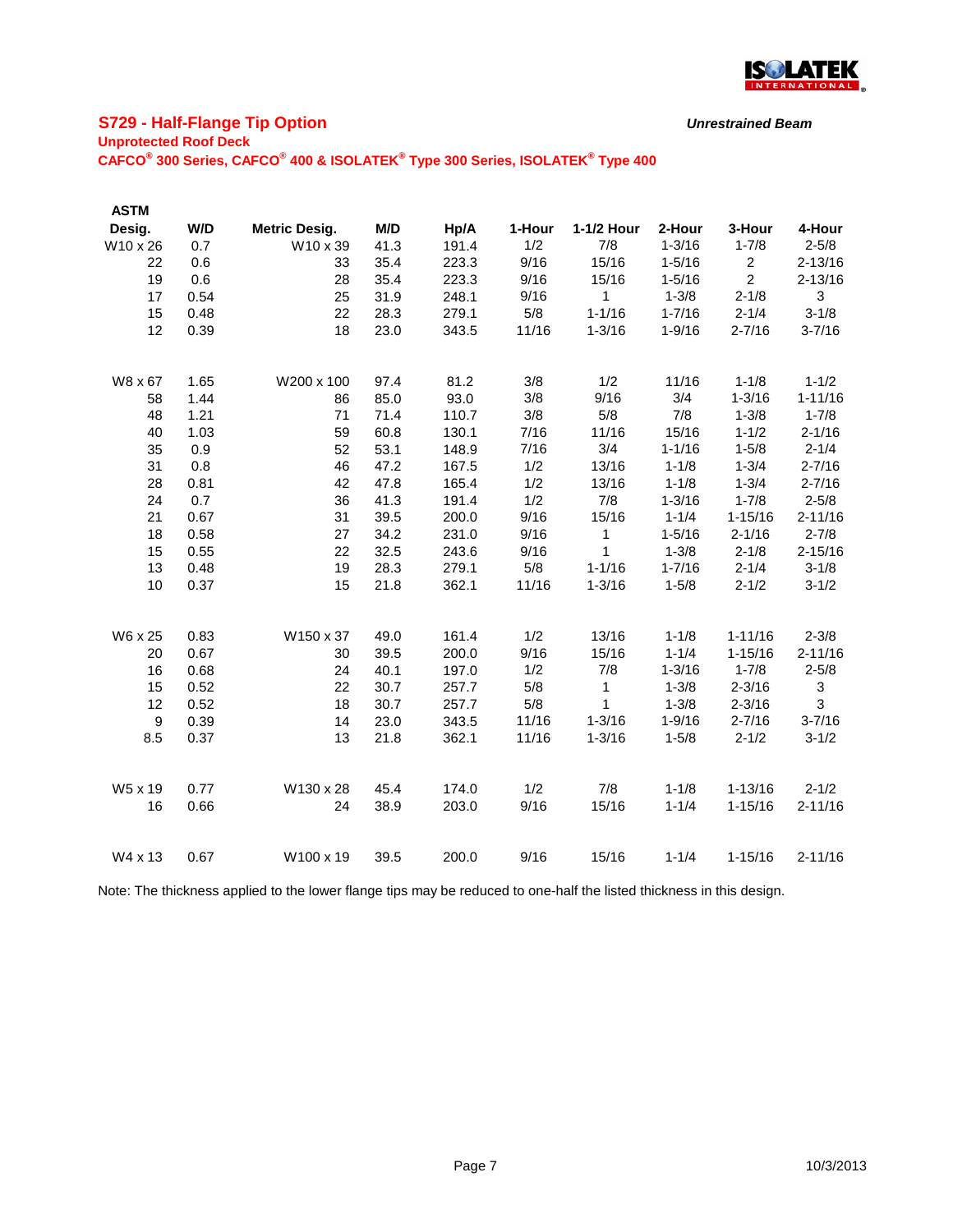## S729 - Half-Flange Tip Option

*Unrestrained Beam*

**Unprotected Roof Deck**

**CAFCO® 300 Series, CAFCO® 400 & ISOLATEK® Type 300 Series, ISOLATEK® Type 400**

| ASTM Desig. | W/D | Metric Desig. | M/D | Hp/A | 1-Hour | 1-1/2 Hour | 2-Hour | 3-Hour | 4-Hour |
|---|---|---|---|---|---|---|---|---|---|
| W10 x 26 | 0.7 | W10 x 39 | 41.3 | 191.4 | 1/2 | 7/8 | 1-3/16 | 1-7/8 | 2-5/8 |
| 22 | 0.6 | 33 | 35.4 | 223.3 | 9/16 | 15/16 | 1-5/16 | 2 | 2-13/16 |
| 19 | 0.6 | 28 | 35.4 | 223.3 | 9/16 | 15/16 | 1-5/16 | 2 | 2-13/16 |
| 17 | 0.54 | 25 | 31.9 | 248.1 | 9/16 | 1 | 1-3/8 | 2-1/8 | 3 |
| 15 | 0.48 | 22 | 28.3 | 279.1 | 5/8 | 1-1/16 | 1-7/16 | 2-1/4 | 3-1/8 |
| 12 | 0.39 | 18 | 23.0 | 343.5 | 11/16 | 1-3/16 | 1-9/16 | 2-7/16 | 3-7/16 |
| | | | | | | | | | |
| W8 x 67 | 1.65 | W200 x 100 | 97.4 | 81.2 | 3/8 | 1/2 | 11/16 | 1-1/8 | 1-1/2 |
| 58 | 1.44 | 86 | 85.0 | 93.0 | 3/8 | 9/16 | 3/4 | 1-3/16 | 1-11/16 |
| 48 | 1.21 | 71 | 71.4 | 110.7 | 3/8 | 5/8 | 7/8 | 1-3/8 | 1-7/8 |
| 40 | 1.03 | 59 | 60.8 | 130.1 | 7/16 | 11/16 | 15/16 | 1-1/2 | 2-1/16 |
| 35 | 0.9 | 52 | 53.1 | 148.9 | 7/16 | 3/4 | 1-1/16 | 1-5/8 | 2-1/4 |
| 31 | 0.8 | 46 | 47.2 | 167.5 | 1/2 | 13/16 | 1-1/8 | 1-3/4 | 2-7/16 |
| 28 | 0.81 | 42 | 47.8 | 165.4 | 1/2 | 13/16 | 1-1/8 | 1-3/4 | 2-7/16 |
| 24 | 0.7 | 36 | 41.3 | 191.4 | 1/2 | 7/8 | 1-3/16 | 1-7/8 | 2-5/8 |
| 21 | 0.67 | 31 | 39.5 | 200.0 | 9/16 | 15/16 | 1-1/4 | 1-15/16 | 2-11/16 |
| 18 | 0.58 | 27 | 34.2 | 231.0 | 9/16 | 1 | 1-5/16 | 2-1/16 | 2-7/8 |
| 15 | 0.55 | 22 | 32.5 | 243.6 | 9/16 | 1 | 1-3/8 | 2-1/8 | 2-15/16 |
| 13 | 0.48 | 19 | 28.3 | 279.1 | 5/8 | 1-1/16 | 1-7/16 | 2-1/4 | 3-1/8 |
| 10 | 0.37 | 15 | 21.8 | 362.1 | 11/16 | 1-3/16 | 1-5/8 | 2-1/2 | 3-1/2 |
| | | | | | | | | | |
| W6 x 25 | 0.83 | W150 x 37 | 49.0 | 161.4 | 1/2 | 13/16 | 1-1/8 | 1-11/16 | 2-3/8 |
| 20 | 0.67 | 30 | 39.5 | 200.0 | 9/16 | 15/16 | 1-1/4 | 1-15/16 | 2-11/16 |
| 16 | 0.68 | 24 | 40.1 | 197.0 | 1/2 | 7/8 | 1-3/16 | 1-7/8 | 2-5/8 |
| 15 | 0.52 | 22 | 30.7 | 257.7 | 5/8 | 1 | 1-3/8 | 2-3/16 | 3 |
| 12 | 0.52 | 18 | 30.7 | 257.7 | 5/8 | 1 | 1-3/8 | 2-3/16 | 3 |
| 9 | 0.39 | 14 | 23.0 | 343.5 | 11/16 | 1-3/16 | 1-9/16 | 2-7/16 | 3-7/16 |
| 8.5 | 0.37 | 13 | 21.8 | 362.1 | 11/16 | 1-3/16 | 1-5/8 | 2-1/2 | 3-1/2 |
| | | | | | | | | | |
| W5 x 19 | 0.77 | W130 x 28 | 45.4 | 174.0 | 1/2 | 7/8 | 1-1/8 | 1-13/16 | 2-1/2 |
| 16 | 0.66 | 24 | 38.9 | 203.0 | 9/16 | 15/16 | 1-1/4 | 1-15/16 | 2-11/16 |
| | | | | | | | | | |
| W4 x 13 | 0.67 | W100 x 19 | 39.5 | 200.0 | 9/16 | 15/16 | 1-1/4 | 1-15/16 | 2-11/16 |

Note: The thickness applied to the lower flange tips may be reduced to one-half the listed thickness in this design.

10/3/2013